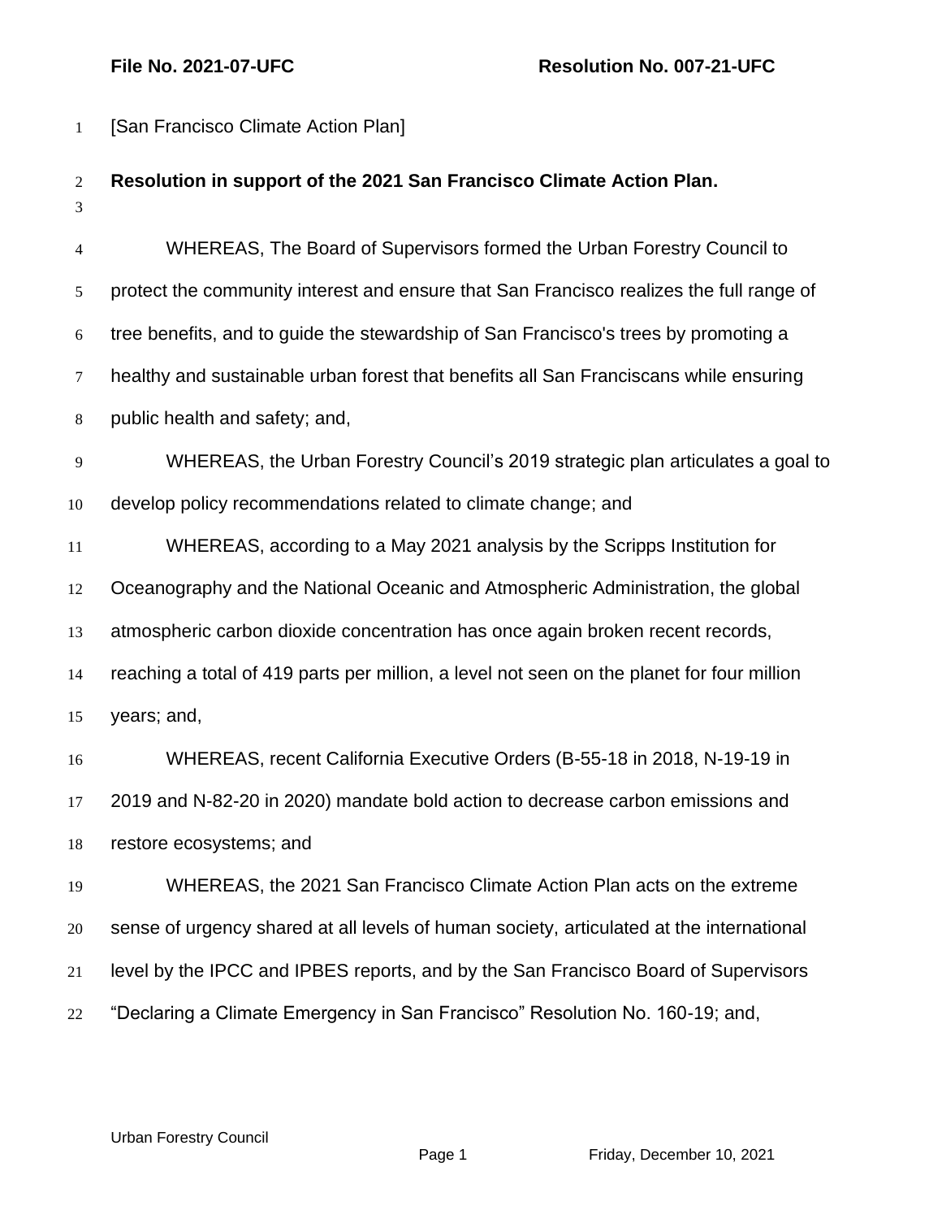**File No. 2021-07-UFC** **Resolution No. 007-21-UFC**

[San Francisco Climate Action Plan]

**Resolution in support of the 2021 San Francisco Climate Action Plan.**

WHEREAS, The Board of Supervisors formed the Urban Forestry Council to protect the community interest and ensure that San Francisco realizes the full range of tree benefits, and to guide the stewardship of San Francisco's trees by promoting a healthy and sustainable urban forest that benefits all San Franciscans while ensuring public health and safety; and,

WHEREAS, the Urban Forestry Council's 2019 strategic plan articulates a goal to develop policy recommendations related to climate change; and

WHEREAS, according to a May 2021 analysis by the Scripps Institution for Oceanography and the National Oceanic and Atmospheric Administration, the global atmospheric carbon dioxide concentration has once again broken recent records, reaching a total of 419 parts per million, a level not seen on the planet for four million years; and,

WHEREAS, recent California Executive Orders (B-55-18 in 2018, N-19-19 in 2019 and N-82-20 in 2020) mandate bold action to decrease carbon emissions and restore ecosystems; and

WHEREAS, the 2021 San Francisco Climate Action Plan acts on the extreme sense of urgency shared at all levels of human society, articulated at the international level by the IPCC and IPBES reports, and by the San Francisco Board of Supervisors "Declaring a Climate Emergency in San Francisco" Resolution No. 160-19; and,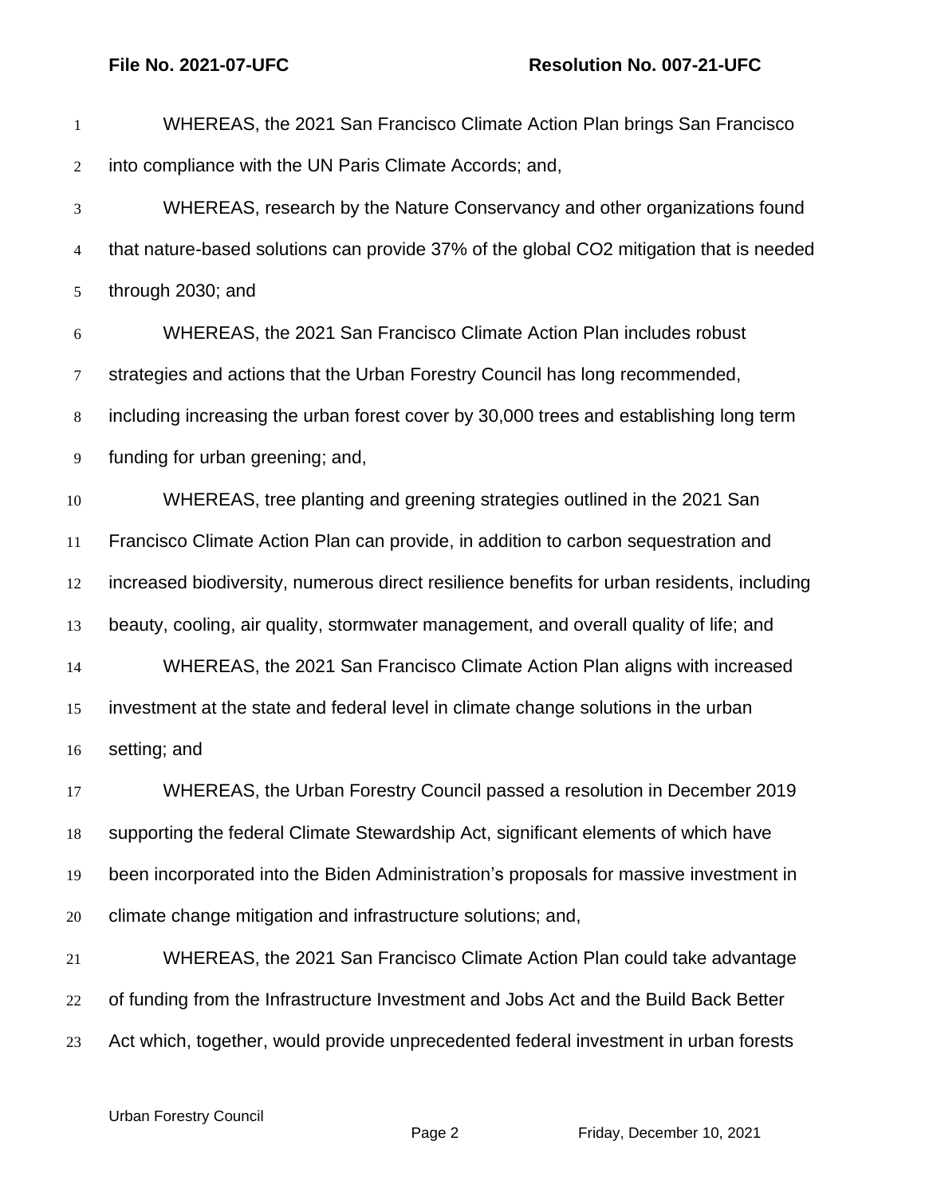WHEREAS, the 2021 San Francisco Climate Action Plan brings San Francisco into compliance with the UN Paris Climate Accords; and,

WHEREAS, research by the Nature Conservancy and other organizations found that nature-based solutions can provide 37% of the global $CO_2$ mitigation that is needed through 2030; and

WHEREAS, the 2021 San Francisco Climate Action Plan includes robust strategies and actions that the Urban Forestry Council has long recommended, including increasing the urban forest cover by 30,000 trees and establishing long term funding for urban greening; and,

WHEREAS, tree planting and greening strategies outlined in the 2021 San Francisco Climate Action Plan can provide, in addition to carbon sequestration and increased biodiversity, numerous direct resilience benefits for urban residents, including beauty, cooling, air quality, stormwater management, and overall quality of life; and

WHEREAS, the 2021 San Francisco Climate Action Plan aligns with increased investment at the state and federal level in climate change solutions in the urban setting; and

WHEREAS, the Urban Forestry Council passed a resolution in December 2019 supporting the federal Climate Stewardship Act, significant elements of which have been incorporated into the Biden Administration's proposals for massive investment in climate change mitigation and infrastructure solutions; and,

WHEREAS, the 2021 San Francisco Climate Action Plan could take advantage of funding from the Infrastructure Investment and Jobs Act and the Build Back Better Act which, together, would provide unprecedented federal investment in urban forests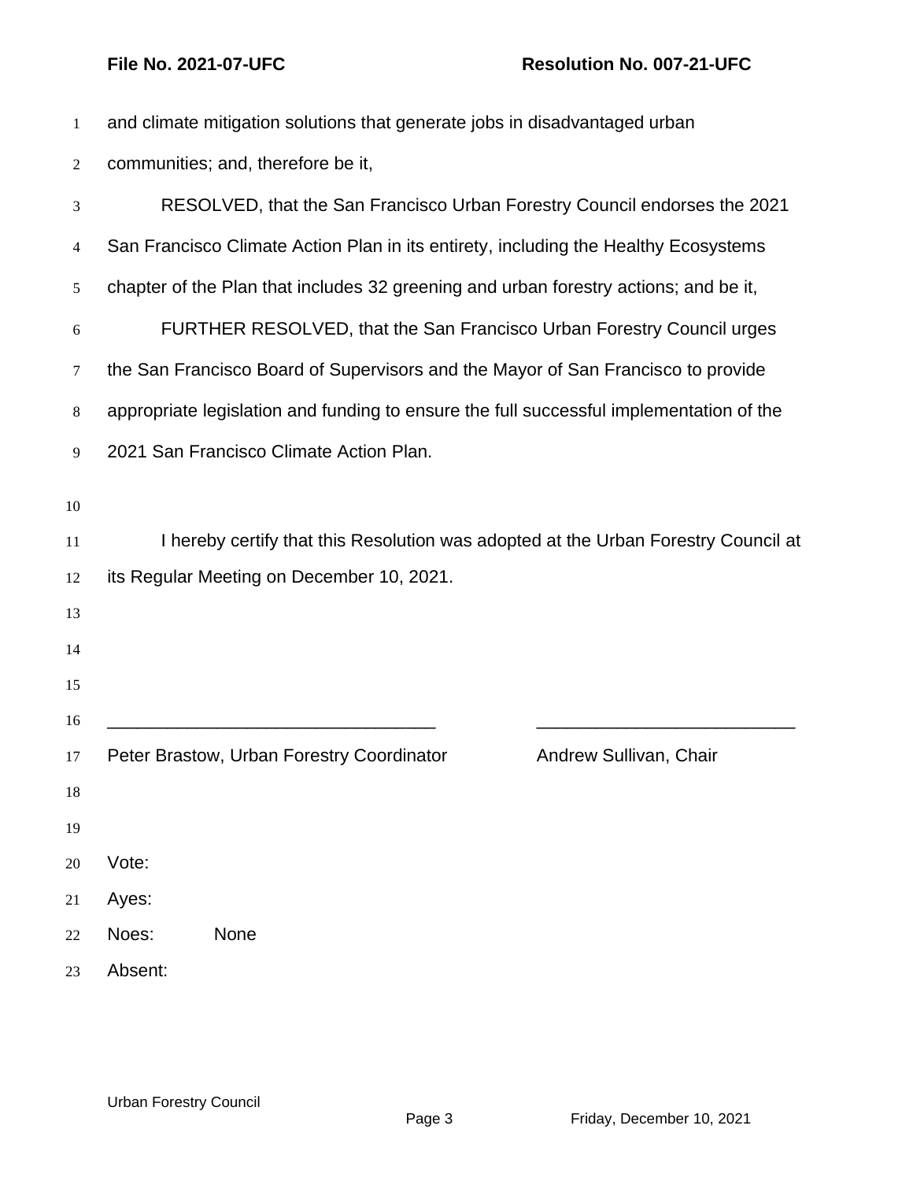and climate mitigation solutions that generate jobs in disadvantaged urban communities; and, therefore be it,

RESOLVED, that the San Francisco Urban Forestry Council endorses the 2021 San Francisco Climate Action Plan in its entirety, including the Healthy Ecosystems chapter of the Plan that includes 32 greening and urban forestry actions; and be it,

FURTHER RESOLVED, that the San Francisco Urban Forestry Council urges the San Francisco Board of Supervisors and the Mayor of San Francisco to provide appropriate legislation and funding to ensure the full successful implementation of the 2021 San Francisco Climate Action Plan.

I hereby certify that this Resolution was adopted at the Urban Forestry Council at its Regular Meeting on December 10, 2021.

| | |
|---|---|
| ________________________________ | __________________________ |
| Peter Brastow, Urban Forestry Coordinator | Andrew Sullivan, Chair |

Vote:

Ayes:

Noes: None

Absent: